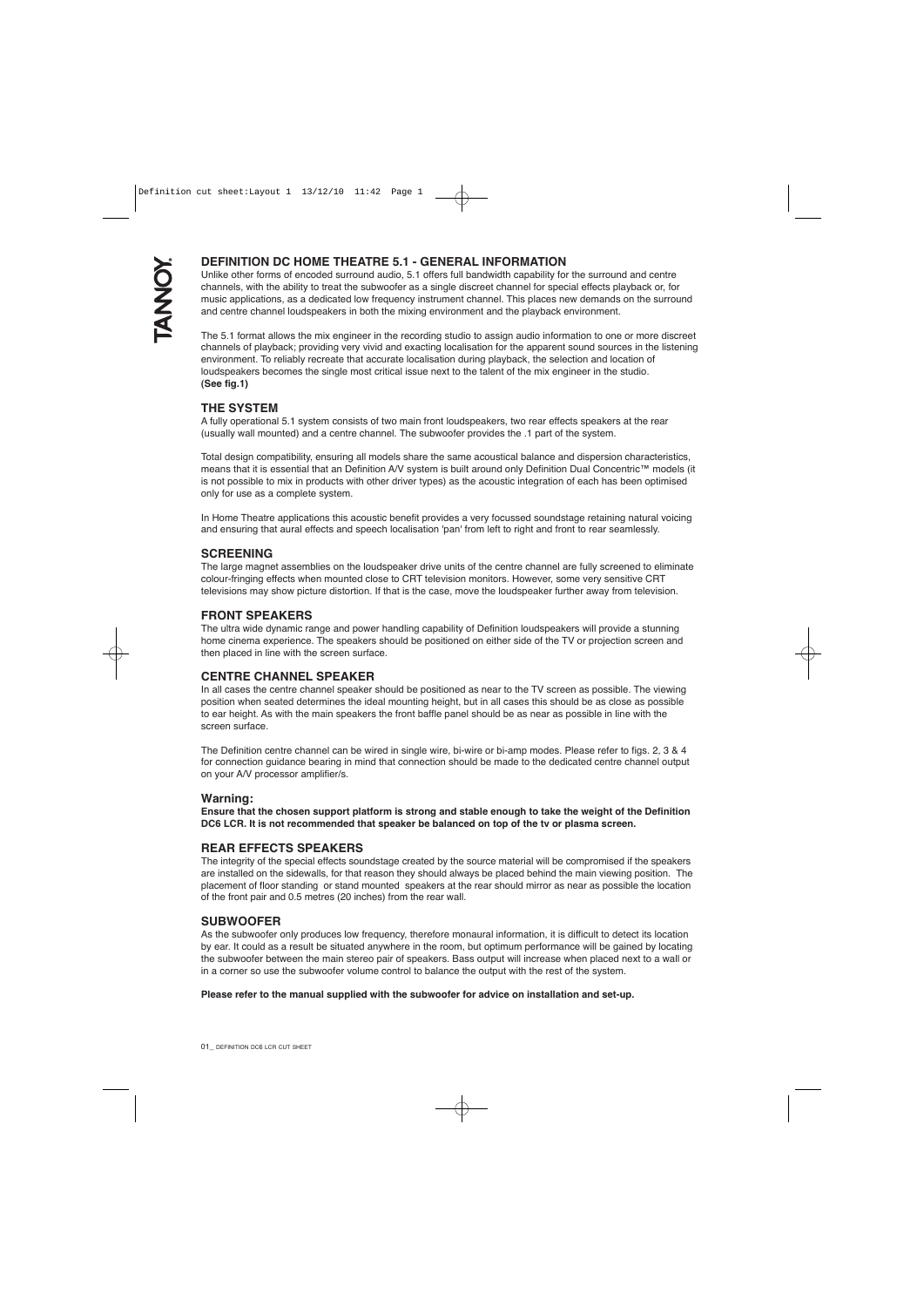# DEFINITION DC HOME THEATRE 5.1 - GENERAL INFORMATION

Unlike other forms of encoded surround audio, 5.1 offers full bandwidth capability for the surround and centre channels, with the ability to treat the subwoofer as a single discreet channel for special effects playback or, for music applications, as a dedicated low frequency instrument channel. This places new demands on the surround and centre channel loudspeakers in both the mixing environment and the playback environment.

The 5.1 format allows the mix engineer in the recording studio to assign audio information to one or more discreet channels of playback; providing very vivid and exacting localisation for the apparent sound sources in the listening environment. To reliably recreate that accurate localisation during playback, the selection and location of loudspeakers becomes the single most critical issue next to the talent of the mix engineer in the studio.
**(See fig.1)**

## THE SYSTEM

A fully operational 5.1 system consists of two main front loudspeakers, two rear effects speakers at the rear (usually wall mounted) and a centre channel. The subwoofer provides the .1 part of the system.

Total design compatibility, ensuring all models share the same acoustical balance and dispersion characteristics, means that it is essential that an Definition A/V system is built around only Definition Dual Concentric™ models (it is not possible to mix in products with other driver types) as the acoustic integration of each has been optimised only for use as a complete system.

In Home Theatre applications this acoustic benefit provides a very focussed soundstage retaining natural voicing and ensuring that aural effects and speech localisation 'pan' from left to right and front to rear seamlessly.

## SCREENING

The large magnet assemblies on the loudspeaker drive units of the centre channel are fully screened to eliminate colour-fringing effects when mounted close to CRT television monitors. However, some very sensitive CRT televisions may show picture distortion. If that is the case, move the loudspeaker further away from television.

## FRONT SPEAKERS

The ultra wide dynamic range and power handling capability of Definition loudspeakers will provide a stunning home cinema experience. The speakers should be positioned on either side of the TV or projection screen and then placed in line with the screen surface.

## CENTRE CHANNEL SPEAKER

In all cases the centre channel speaker should be positioned as near to the TV screen as possible. The viewing position when seated determines the ideal mounting height, but in all cases this should be as close as possible to ear height. As with the main speakers the front baffle panel should be as near as possible in line with the screen surface.

The Definition centre channel can be wired in single wire, bi-wire or bi-amp modes. Please refer to figs. 2, 3 & 4 for connection guidance bearing in mind that connection should be made to the dedicated centre channel output on your A/V processor amplifier/s.

### Warning:

**Ensure that the chosen support platform is strong and stable enough to take the weight of the Definition DC6 LCR. It is not recommended that speaker be balanced on top of the tv or plasma screen.**

## REAR EFFECTS SPEAKERS

The integrity of the special effects soundstage created by the source material will be compromised if the speakers are installed on the sidewalls, for that reason they should always be placed behind the main viewing position. The placement of floor standing or stand mounted speakers at the rear should mirror as near as possible the location of the front pair and 0.5 metres (20 inches) from the rear wall.

## SUBWOOFER

As the subwoofer only produces low frequency, therefore monaural information, it is difficult to detect its location by ear. It could as a result be situated anywhere in the room, but optimum performance will be gained by locating the subwoofer between the main stereo pair of speakers. Bass output will increase when placed next to a wall or in a corner so use the subwoofer volume control to balance the output with the rest of the system.

**Please refer to the manual supplied with the subwoofer for advice on installation and set-up.**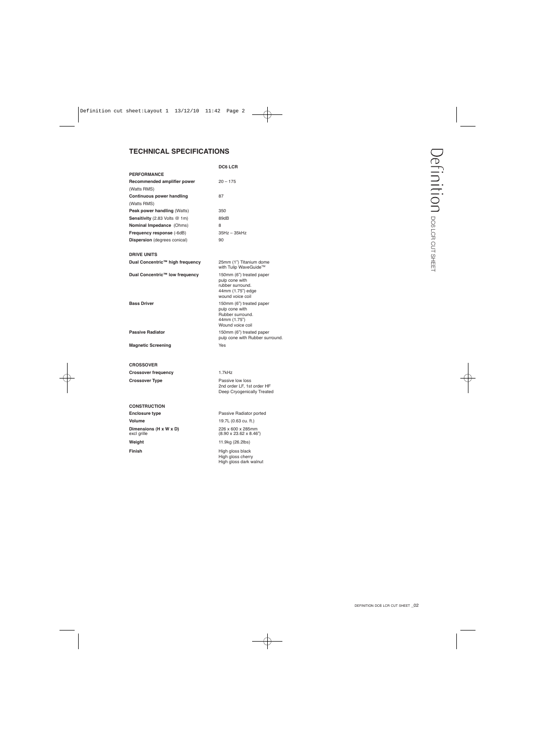## TECHNICAL SPECIFICATIONS

| | DC6 LCR |
|---|---|
| **PERFORMANCE** | |
| **Recommended amplifier power** (Watts RMS) | 20 – 175 |
| **Continuous power handling** (Watts RMS) | 87 |
| **Peak power handling** (Watts) | 350 |
| **Sensitivity** (2.83 Volts @ 1m) | 89dB |
| **Nominal Impedance** (Ohms) | 8 |
| **Frequency response** (-6dB) | 35Hz – 35kHz |
| **Dispersion** (degrees conical) | 90 |
| **DRIVE UNITS** | |
| **Dual Concentric™ high frequency** | 25mm (1") Titanium dome with Tulip WaveGuide™ |
| **Dual Concentric™ low frequency** | 150mm (6") treated paper pulp cone with rubber surround. 44mm (1.75") edge wound voice coil |
| **Bass Driver** | 150mm (6") treated paper pulp cone with Rubber surround. 44mm (1.75") Wound voice coil |
| **Passive Radiator** | 150mm (6") treated paper pulp cone with Rubber surround. |
| **Magnetic Screening** | Yes |
| **CROSSOVER** | |
| **Crossover frequency** | 1.7kHz |
| **Crossover Type** | Passive low loss 2nd order LF, 1st order HF Deep Cryogenically Treated |
| **CONSTRUCTION** | |
| **Enclosure type** | Passive Radiator ported |
| **Volume** | 19.7L (0.63 cu. ft.) |
| **Dimensions (H x W x D)** excl grille | 226 x 600 x 285mm (8.90 x 23.62 x 8.46") |
| **Weight** | 11.9kg (26.2lbs) |
| **Finish** | High gloss black High gloss cherry High gloss dark walnut |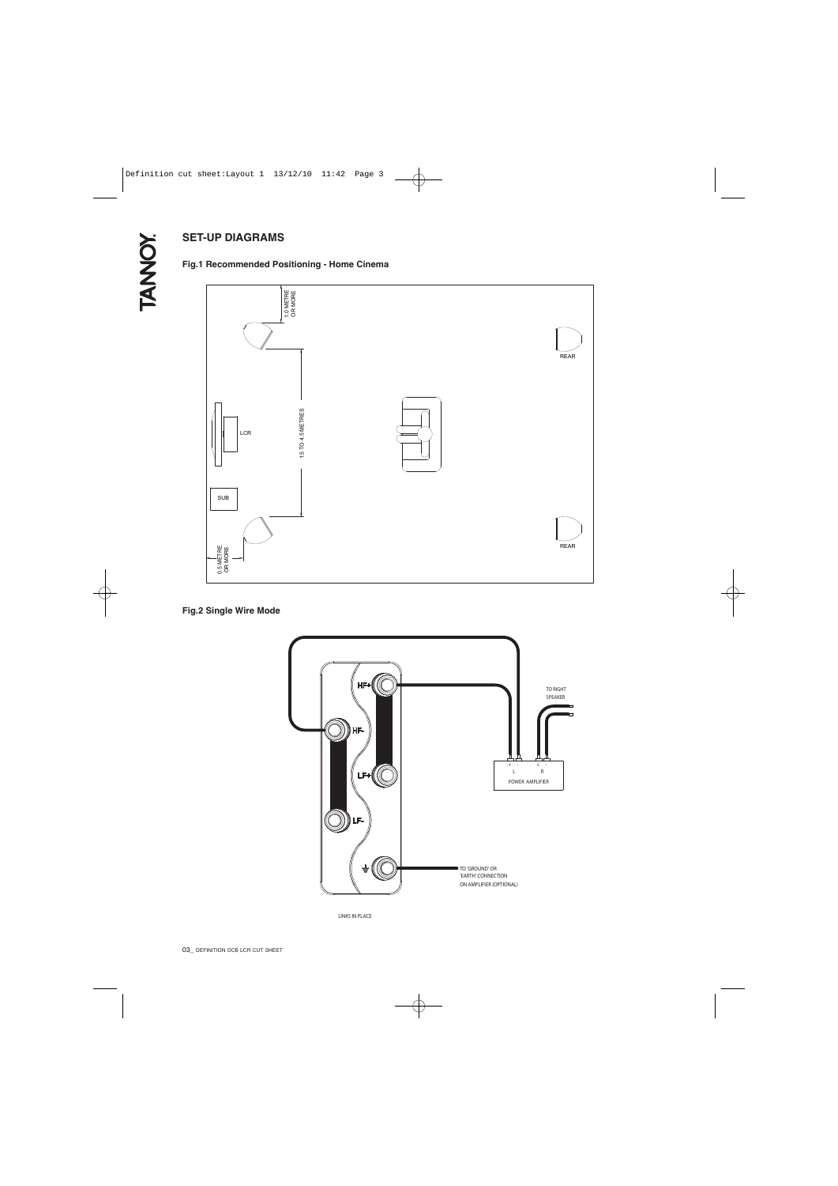## SET-UP DIAGRAMS

### Fig.1 Recommended Positioning - Home Cinema

1.0 METRE OR MORE

REAR

LCR

1.5 TO 4.5 METRES

SUB

REAR

0.5 METRE OR MORE

### Fig.2 Single Wire Mode

HF+

HF-

LF+

LF-

TO RIGHT SPEAKER

+ - + -
L R
POWER AMPLIFIER

TO 'GROUND' OR 'EARTH' CONNECTION ON AMPLIFIER (OPTIONAL)

LINKS IN PLACE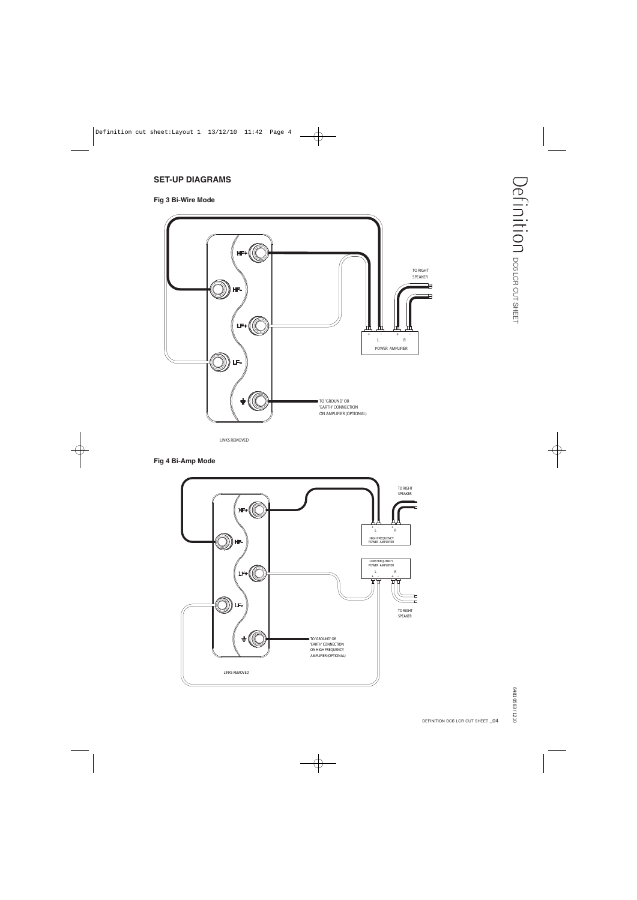## SET-UP DIAGRAMS

### Fig 3 Bi-Wire Mode

HF+

HF-

LF+

LF-

TO 'GROUND' OR 'EARTH' CONNECTION ON AMPLIFIER (OPTIONAL)

TO RIGHT SPEAKER

+ - + -

L R

POWER AMPLIFIER

LINKS REMOVED

### Fig 4 Bi-Amp Mode

HF+

HF-

LF+

LF-

TO RIGHT SPEAKER

+ - + -

L R

HIGH FREQUENCY POWER AMPLIFIER

LOW FREQUENCY POWER AMPLIFIER

L R

+ - + -

TO RIGHT SPEAKER

TO 'GROUND' OR 'EARTH' CONNECTION ON HIGH FREQUENCY AMPLIFIER (OPTIONAL)

LINKS REMOVED

6481 0583 / 1210